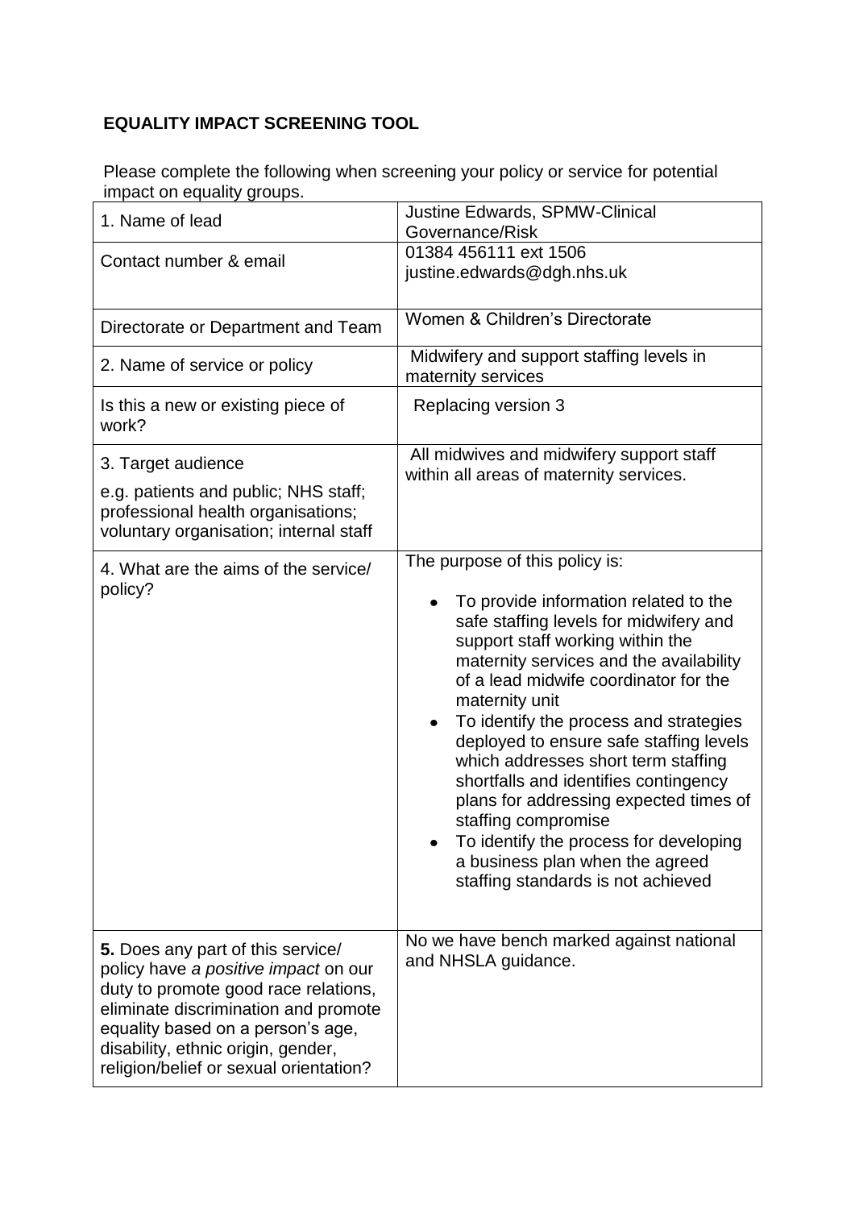## EQUALITY IMPACT SCREENING TOOL

Please complete the following when screening your policy or service for potential impact on equality groups.

| | |
|---|---|
| 1. Name of lead | Justine Edwards, SPMW-Clinical Governance/Risk |
| Contact number & email | 01384 456111 ext 1506<br>justine.edwards@dgh.nhs.uk |
| Directorate or Department and Team | Women & Children's Directorate |
| 2. Name of service or policy | Midwifery and support staffing levels in maternity services |
| Is this a new or existing piece of work? | Replacing version 3 |
| 3. Target audience<br>e.g. patients and public; NHS staff; professional health organisations; voluntary organisation; internal staff | All midwives and midwifery support staff within all areas of maternity services. |
| 4. What are the aims of the service/ policy? | The purpose of this policy is:<br>• To provide information related to the safe staffing levels for midwifery and support staff working within the maternity services and the availability of a lead midwife coordinator for the maternity unit<br>• To identify the process and strategies deployed to ensure safe staffing levels which addresses short term staffing shortfalls and identifies contingency plans for addressing expected times of staffing compromise<br>• To identify the process for developing a business plan when the agreed staffing standards is not achieved |
| **5.** Does any part of this service/ policy have *a positive impact* on our duty to promote good race relations, eliminate discrimination and promote equality based on a person's age, disability, ethnic origin, gender, religion/belief or sexual orientation? | No we have bench marked against national and NHSLA guidance. |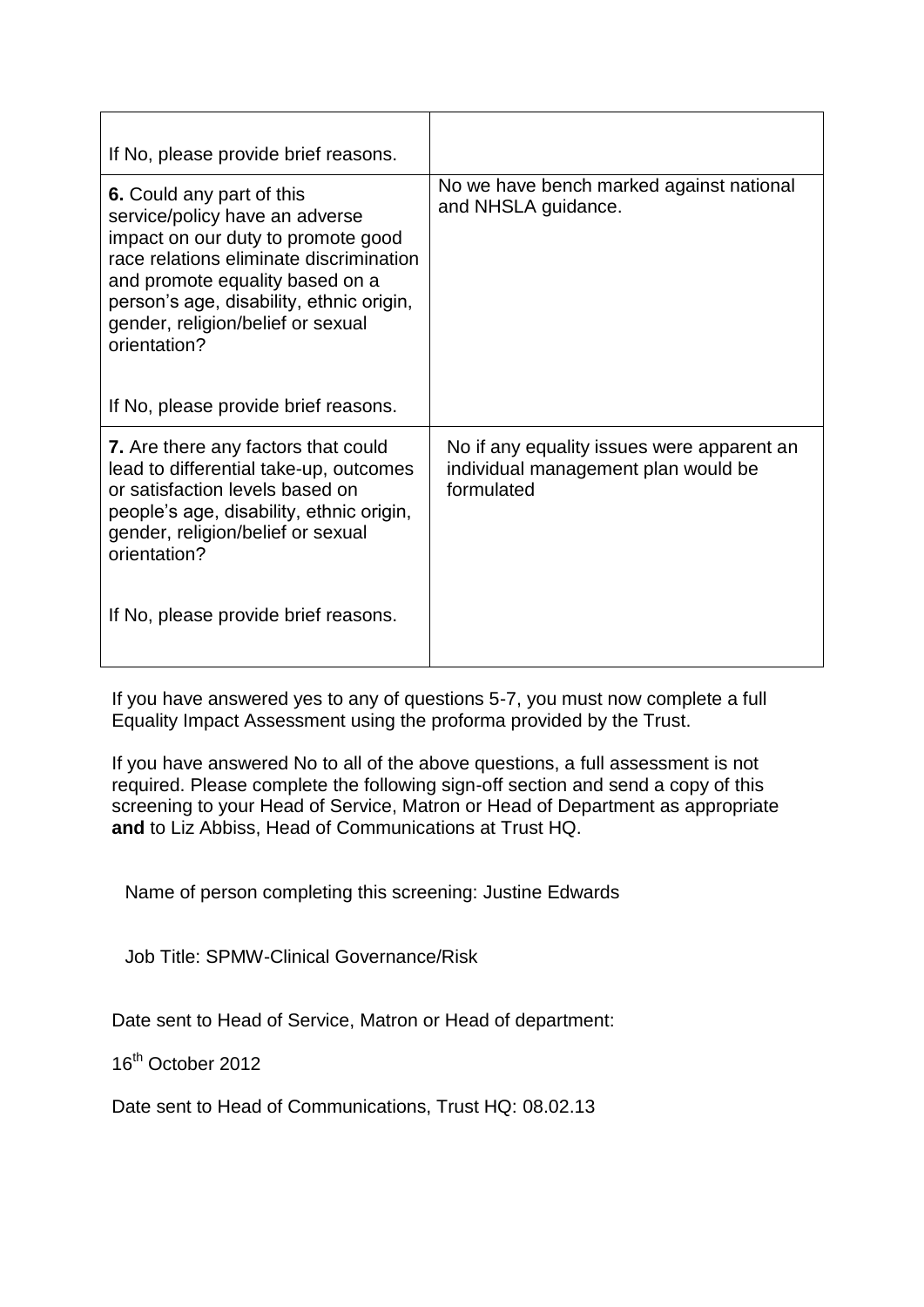| | |
|---|---|
| If No, please provide brief reasons. | |
| **6.** Could any part of this service/policy have an adverse impact on our duty to promote good race relations eliminate discrimination and promote equality based on a person's age, disability, ethnic origin, gender, religion/belief or sexual orientation?<br><br>If No, please provide brief reasons. | No we have bench marked against national and NHSLA guidance. |
| **7.** Are there any factors that could lead to differential take-up, outcomes or satisfaction levels based on people's age, disability, ethnic origin, gender, religion/belief or sexual orientation?<br><br>If No, please provide brief reasons. | No if any equality issues were apparent an individual management plan would be formulated |

If you have answered yes to any of questions 5-7, you must now complete a full Equality Impact Assessment using the proforma provided by the Trust.

If you have answered No to all of the above questions, a full assessment is not required. Please complete the following sign-off section and send a copy of this screening to your Head of Service, Matron or Head of Department as appropriate **and** to Liz Abbiss, Head of Communications at Trust HQ.

Name of person completing this screening: Justine Edwards

Job Title: SPMW-Clinical Governance/Risk

Date sent to Head of Service, Matron or Head of department:

16th October 2012

Date sent to Head of Communications, Trust HQ: 08.02.13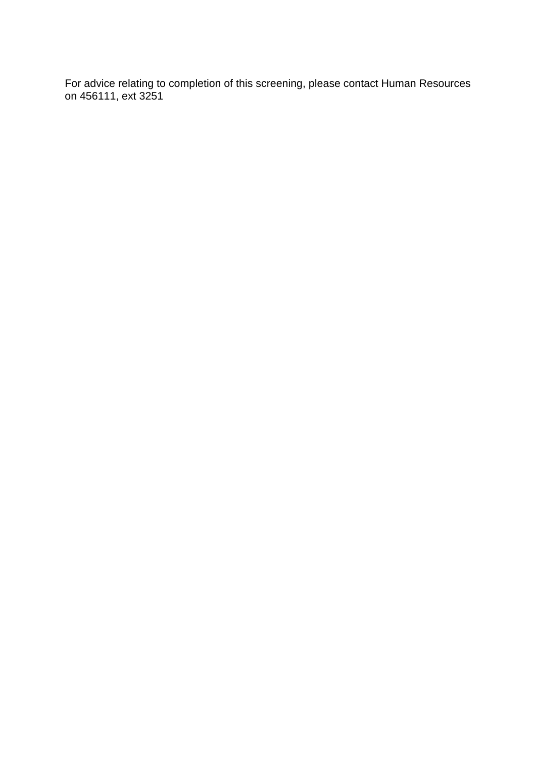For advice relating to completion of this screening, please contact Human Resources on 456111, ext 3251